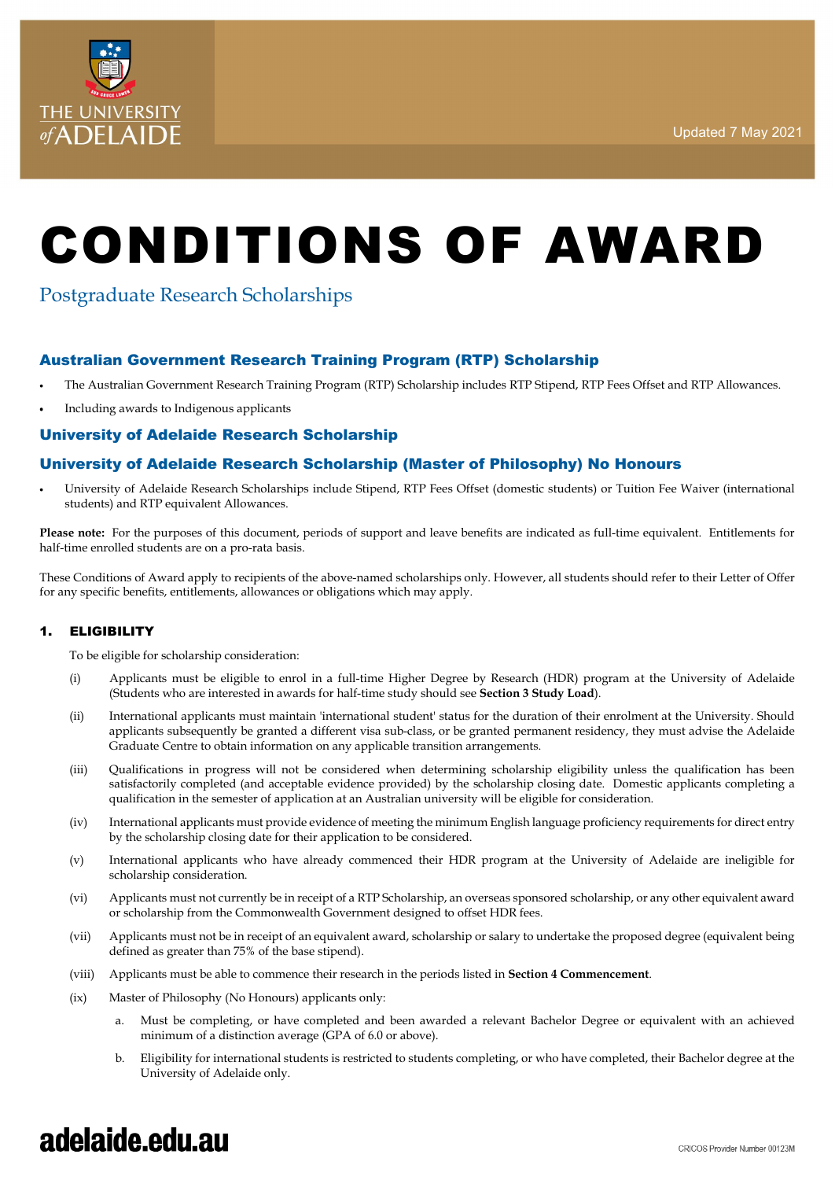THE UNIVERSITY of ADELAIDE

Updated 7 May 2021

# CONDITIONS OF AWARD

Postgraduate Research Scholarships

## Australian Government Research Training Program (RTP) Scholarship

- The Australian Government Research Training Program (RTP) Scholarship includes RTP Stipend, RTP Fees Offset and RTP Allowances.
- Including awards to Indigenous applicants

## University of Adelaide Research Scholarship

## University of Adelaide Research Scholarship (Master of Philosophy) No Honours

- University of Adelaide Research Scholarships include Stipend, RTP Fees Offset (domestic students) or Tuition Fee Waiver (international students) and RTP equivalent Allowances.

**Please note:** For the purposes of this document, periods of support and leave benefits are indicated as full-time equivalent. Entitlements for half-time enrolled students are on a pro-rata basis.

These Conditions of Award apply to recipients of the above-named scholarships only. However, all students should refer to their Letter of Offer for any specific benefits, entitlements, allowances or obligations which may apply.

### 1. ELIGIBILITY

To be eligible for scholarship consideration:

(i) Applicants must be eligible to enrol in a full-time Higher Degree by Research (HDR) program at the University of Adelaide (Students who are interested in awards for half-time study should see **Section 3 Study Load**).

(ii) International applicants must maintain 'international student' status for the duration of their enrolment at the University. Should applicants subsequently be granted a different visa sub-class, or be granted permanent residency, they must advise the Adelaide Graduate Centre to obtain information on any applicable transition arrangements.

(iii) Qualifications in progress will not be considered when determining scholarship eligibility unless the qualification has been satisfactorily completed (and acceptable evidence provided) by the scholarship closing date. Domestic applicants completing a qualification in the semester of application at an Australian university will be eligible for consideration.

(iv) International applicants must provide evidence of meeting the minimum English language proficiency requirements for direct entry by the scholarship closing date for their application to be considered.

(v) International applicants who have already commenced their HDR program at the University of Adelaide are ineligible for scholarship consideration.

(vi) Applicants must not currently be in receipt of a RTP Scholarship, an overseas sponsored scholarship, or any other equivalent award or scholarship from the Commonwealth Government designed to offset HDR fees.

(vii) Applicants must not be in receipt of an equivalent award, scholarship or salary to undertake the proposed degree (equivalent being defined as greater than 75% of the base stipend).

(viii) Applicants must be able to commence their research in the periods listed in **Section 4 Commencement**.

(ix) Master of Philosophy (No Honours) applicants only:

a. Must be completing, or have completed and been awarded a relevant Bachelor Degree or equivalent with an achieved minimum of a distinction average (GPA of 6.0 or above).

b. Eligibility for international students is restricted to students completing, or who have completed, their Bachelor degree at the University of Adelaide only.

adelaide.edu.au

CRICOS Provider Number 00123M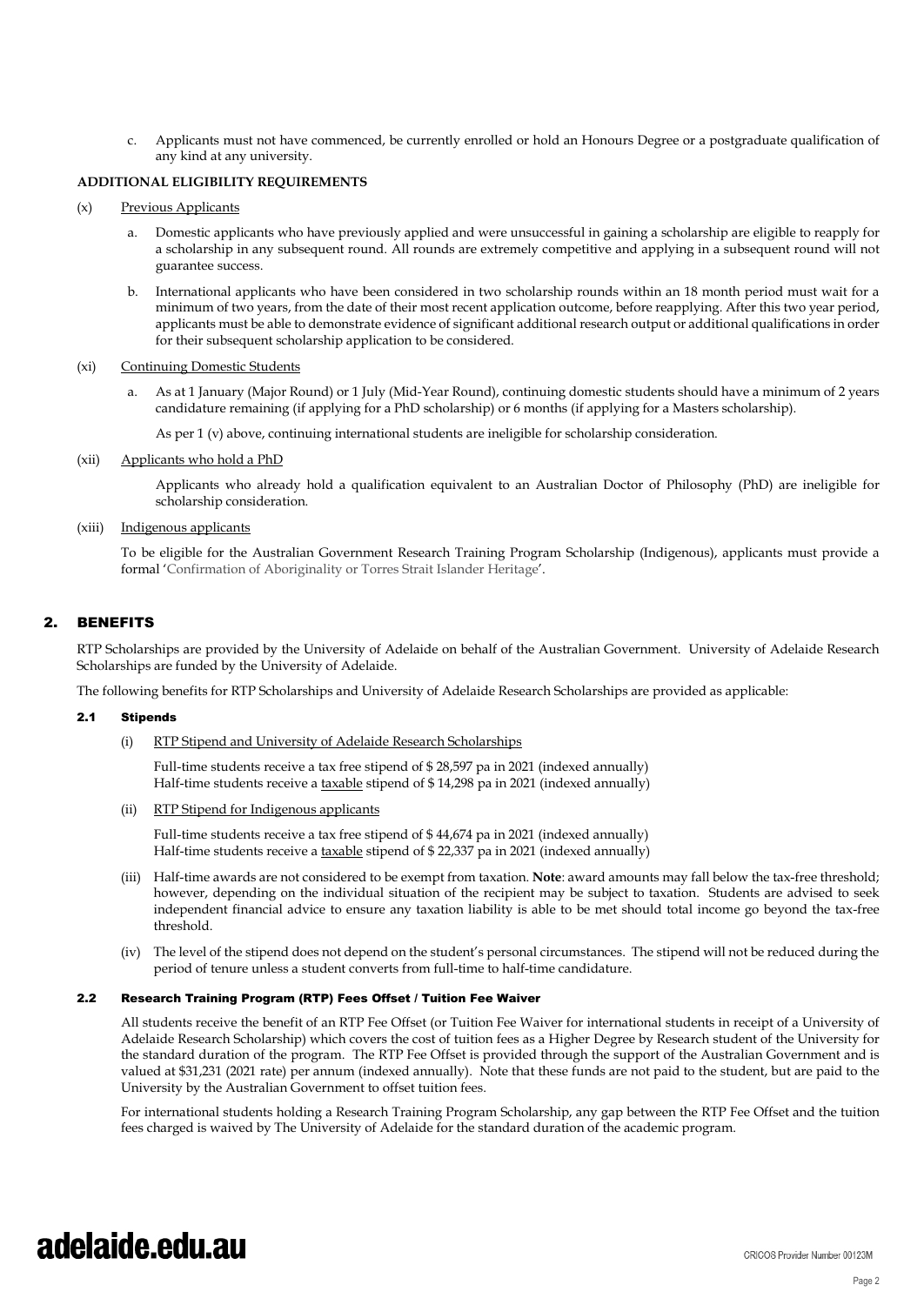c. Applicants must not have commenced, be currently enrolled or hold an Honours Degree or a postgraduate qualification of any kind at any university.

**ADDITIONAL ELIGIBILITY REQUIREMENTS**

(x) Previous Applicants

a. Domestic applicants who have previously applied and were unsuccessful in gaining a scholarship are eligible to reapply for a scholarship in any subsequent round. All rounds are extremely competitive and applying in a subsequent round will not guarantee success.

b. International applicants who have been considered in two scholarship rounds within an 18 month period must wait for a minimum of two years, from the date of their most recent application outcome, before reapplying. After this two year period, applicants must be able to demonstrate evidence of significant additional research output or additional qualifications in order for their subsequent scholarship application to be considered.

(xi) Continuing Domestic Students

a. As at 1 January (Major Round) or 1 July (Mid-Year Round), continuing domestic students should have a minimum of 2 years candidature remaining (if applying for a PhD scholarship) or 6 months (if applying for a Masters scholarship).

As per 1 (v) above, continuing international students are ineligible for scholarship consideration.

(xii) Applicants who hold a PhD

Applicants who already hold a qualification equivalent to an Australian Doctor of Philosophy (PhD) are ineligible for scholarship consideration.

(xiii) Indigenous applicants

To be eligible for the Australian Government Research Training Program Scholarship (Indigenous), applicants must provide a formal 'Confirmation of Aboriginality or Torres Strait Islander Heritage'.

## 2. BENEFITS

RTP Scholarships are provided by the University of Adelaide on behalf of the Australian Government. University of Adelaide Research Scholarships are funded by the University of Adelaide.

The following benefits for RTP Scholarships and University of Adelaide Research Scholarships are provided as applicable:

### 2.1 Stipends

(i) RTP Stipend and University of Adelaide Research Scholarships

Full-time students receive a tax free stipend of $ 28,597 pa in 2021 (indexed annually)
Half-time students receive a taxable stipend of $ 14,298 pa in 2021 (indexed annually)

(ii) RTP Stipend for Indigenous applicants

Full-time students receive a tax free stipend of $ 44,674 pa in 2021 (indexed annually)
Half-time students receive a taxable stipend of $ 22,337 pa in 2021 (indexed annually)

(iii) Half-time awards are not considered to be exempt from taxation. **Note**: award amounts may fall below the tax-free threshold; however, depending on the individual situation of the recipient may be subject to taxation. Students are advised to seek independent financial advice to ensure any taxation liability is able to be met should total income go beyond the tax-free threshold.

(iv) The level of the stipend does not depend on the student's personal circumstances. The stipend will not be reduced during the period of tenure unless a student converts from full-time to half-time candidature.

### 2.2 Research Training Program (RTP) Fees Offset / Tuition Fee Waiver

All students receive the benefit of an RTP Fee Offset (or Tuition Fee Waiver for international students in receipt of a University of Adelaide Research Scholarship) which covers the cost of tuition fees as a Higher Degree by Research student of the University for the standard duration of the program. The RTP Fee Offset is provided through the support of the Australian Government and is valued at $31,231 (2021 rate) per annum (indexed annually). Note that these funds are not paid to the student, but are paid to the University by the Australian Government to offset tuition fees.

For international students holding a Research Training Program Scholarship, any gap between the RTP Fee Offset and the tuition fees charged is waived by The University of Adelaide for the standard duration of the academic program.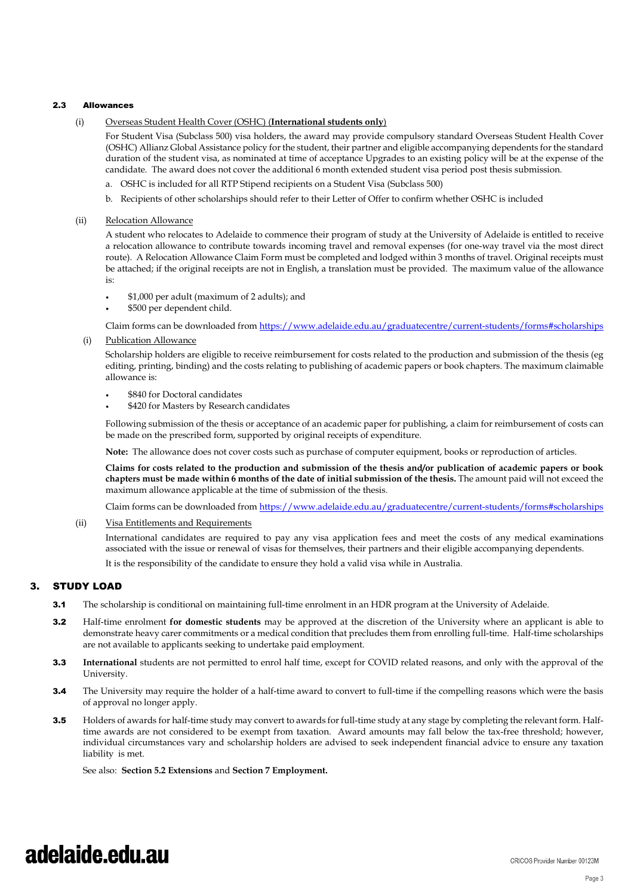### 2.3 Allowances

(i) Overseas Student Health Cover (OSHC) (**International students only**)

For Student Visa (Subclass 500) visa holders, the award may provide compulsory standard Overseas Student Health Cover (OSHC) Allianz Global Assistance policy for the student, their partner and eligible accompanying dependents for the standard duration of the student visa, as nominated at time of acceptance Upgrades to an existing policy will be at the expense of the candidate. The award does not cover the additional 6 month extended student visa period post thesis submission.

a. OSHC is included for all RTP Stipend recipients on a Student Visa (Subclass 500)

b. Recipients of other scholarships should refer to their Letter of Offer to confirm whether OSHC is included

(ii) Relocation Allowance

A student who relocates to Adelaide to commence their program of study at the University of Adelaide is entitled to receive a relocation allowance to contribute towards incoming travel and removal expenses (for one-way travel via the most direct route). A Relocation Allowance Claim Form must be completed and lodged within 3 months of travel. Original receipts must be attached; if the original receipts are not in English, a translation must be provided. The maximum value of the allowance is:

- $1,000 per adult (maximum of 2 adults); and
- $500 per dependent child.

Claim forms can be downloaded from https://www.adelaide.edu.au/graduatecentre/current-students/forms#scholarships

(i) Publication Allowance

Scholarship holders are eligible to receive reimbursement for costs related to the production and submission of the thesis (eg editing, printing, binding) and the costs relating to publishing of academic papers or book chapters. The maximum claimable allowance is:

- $840 for Doctoral candidates
- $420 for Masters by Research candidates

Following submission of the thesis or acceptance of an academic paper for publishing, a claim for reimbursement of costs can be made on the prescribed form, supported by original receipts of expenditure.

**Note:** The allowance does not cover costs such as purchase of computer equipment, books or reproduction of articles.

**Claims for costs related to the production and submission of the thesis and/or publication of academic papers or book chapters must be made within 6 months of the date of initial submission of the thesis.** The amount paid will not exceed the maximum allowance applicable at the time of submission of the thesis.

Claim forms can be downloaded from https://www.adelaide.edu.au/graduatecentre/current-students/forms#scholarships

(ii) Visa Entitlements and Requirements

International candidates are required to pay any visa application fees and meet the costs of any medical examinations associated with the issue or renewal of visas for themselves, their partners and their eligible accompanying dependents.

It is the responsibility of the candidate to ensure they hold a valid visa while in Australia.

## 3. STUDY LOAD

**3.1** The scholarship is conditional on maintaining full-time enrolment in an HDR program at the University of Adelaide.

**3.2** Half-time enrolment **for domestic students** may be approved at the discretion of the University where an applicant is able to demonstrate heavy carer commitments or a medical condition that precludes them from enrolling full-time. Half-time scholarships are not available to applicants seeking to undertake paid employment.

**3.3** **International** students are not permitted to enrol half time, except for COVID related reasons, and only with the approval of the University.

**3.4** The University may require the holder of a half-time award to convert to full-time if the compelling reasons which were the basis of approval no longer apply.

**3.5** Holders of awards for half-time study may convert to awards for full-time study at any stage by completing the relevant form. Half-time awards are not considered to be exempt from taxation. Award amounts may fall below the tax-free threshold; however, individual circumstances vary and scholarship holders are advised to seek independent financial advice to ensure any taxation liability is met.

See also: **Section 5.2 Extensions** and **Section 7 Employment.**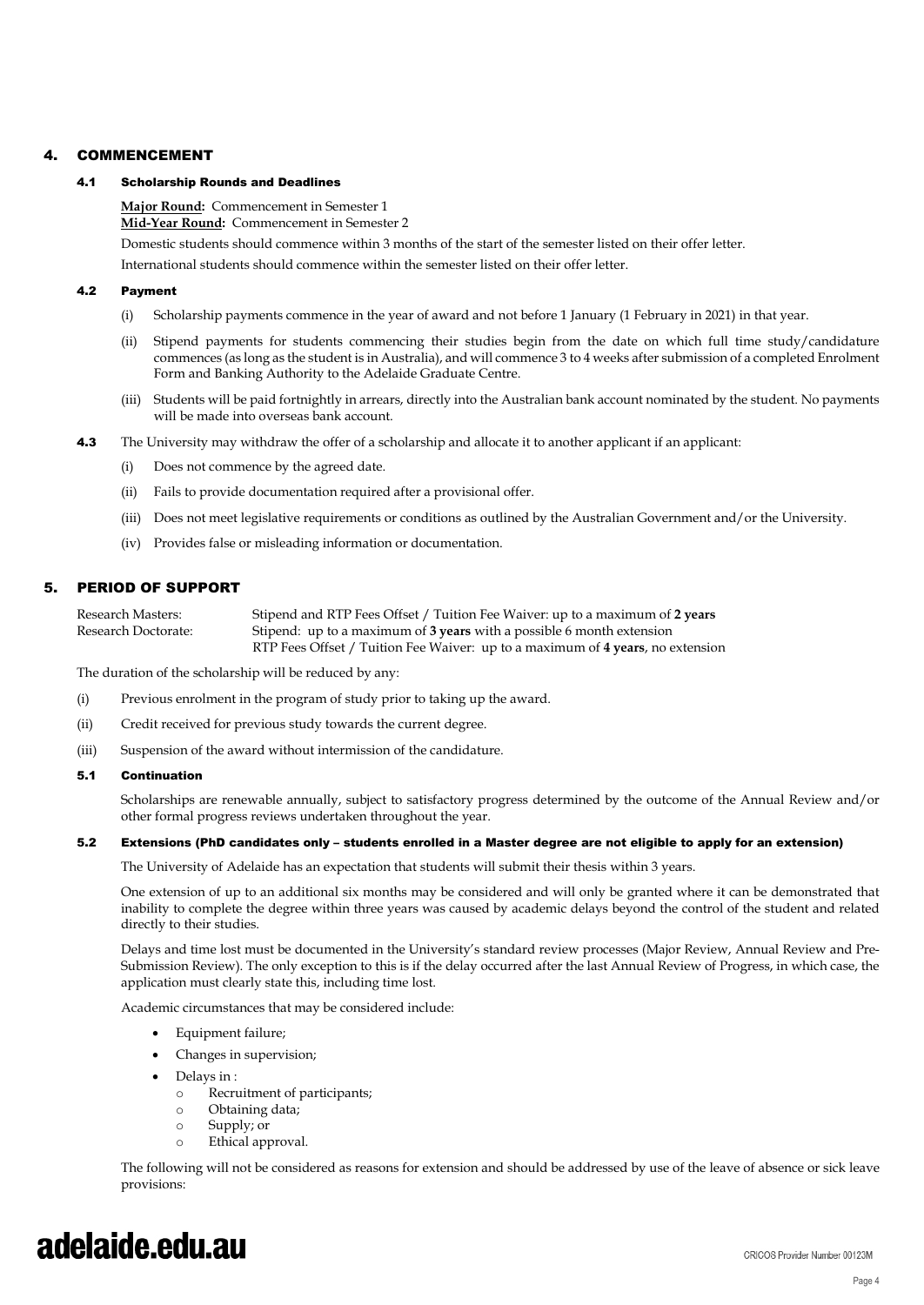## 4. COMMENCEMENT

### 4.1 Scholarship Rounds and Deadlines

**Major Round:** Commencement in Semester 1
**Mid-Year Round:** Commencement in Semester 2

Domestic students should commence within 3 months of the start of the semester listed on their offer letter.

International students should commence within the semester listed on their offer letter.

### 4.2 Payment

(i) Scholarship payments commence in the year of award and not before 1 January (1 February in 2021) in that year.

(ii) Stipend payments for students commencing their studies begin from the date on which full time study/candidature commences (as long as the student is in Australia), and will commence 3 to 4 weeks after submission of a completed Enrolment Form and Banking Authority to the Adelaide Graduate Centre.

(iii) Students will be paid fortnightly in arrears, directly into the Australian bank account nominated by the student. No payments will be made into overseas bank account.

**4.3** The University may withdraw the offer of a scholarship and allocate it to another applicant if an applicant:

(i) Does not commence by the agreed date.

(ii) Fails to provide documentation required after a provisional offer.

(iii) Does not meet legislative requirements or conditions as outlined by the Australian Government and/or the University.

(iv) Provides false or misleading information or documentation.

## 5. PERIOD OF SUPPORT

| | |
|---|---|
| Research Masters: | Stipend and RTP Fees Offset / Tuition Fee Waiver: up to a maximum of **2 years** |
| Research Doctorate: | Stipend: up to a maximum of **3 years** with a possible 6 month extension |
| | RTP Fees Offset / Tuition Fee Waiver: up to a maximum of **4 years**, no extension |

The duration of the scholarship will be reduced by any:

(i) Previous enrolment in the program of study prior to taking up the award.

(ii) Credit received for previous study towards the current degree.

(iii) Suspension of the award without intermission of the candidature.

### 5.1 Continuation

Scholarships are renewable annually, subject to satisfactory progress determined by the outcome of the Annual Review and/or other formal progress reviews undertaken throughout the year.

### 5.2 Extensions (PhD candidates only – students enrolled in a Master degree are not eligible to apply for an extension)

The University of Adelaide has an expectation that students will submit their thesis within 3 years.

One extension of up to an additional six months may be considered and will only be granted where it can be demonstrated that inability to complete the degree within three years was caused by academic delays beyond the control of the student and related directly to their studies.

Delays and time lost must be documented in the University's standard review processes (Major Review, Annual Review and Pre-Submission Review). The only exception to this is if the delay occurred after the last Annual Review of Progress, in which case, the application must clearly state this, including time lost.

Academic circumstances that may be considered include:

- Equipment failure;
- Changes in supervision;
- Delays in :
  - Recruitment of participants;
  - Obtaining data;
  - Supply; or
  - Ethical approval.

The following will not be considered as reasons for extension and should be addressed by use of the leave of absence or sick leave provisions: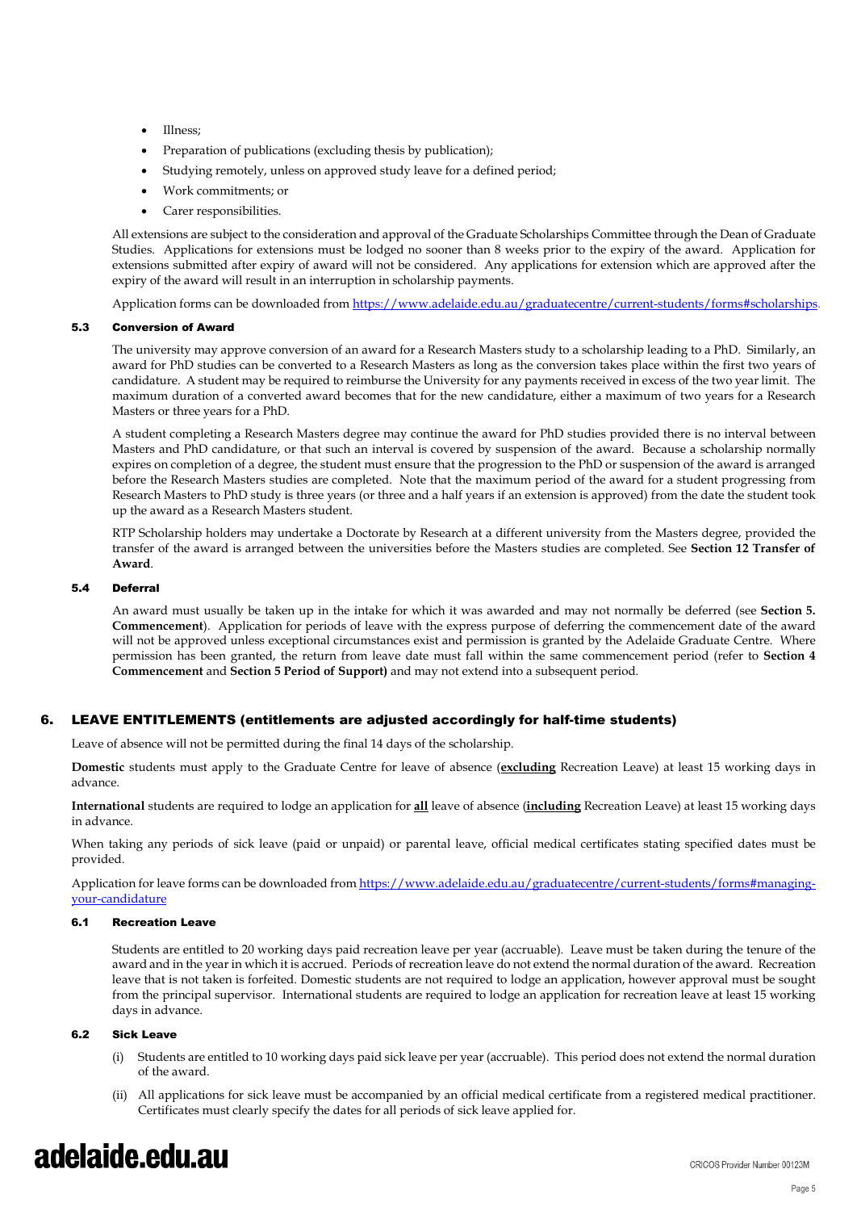- Illness;
- Preparation of publications (excluding thesis by publication);
- Studying remotely, unless on approved study leave for a defined period;
- Work commitments; or
- Carer responsibilities.

All extensions are subject to the consideration and approval of the Graduate Scholarships Committee through the Dean of Graduate Studies. Applications for extensions must be lodged no sooner than 8 weeks prior to the expiry of the award. Application for extensions submitted after expiry of award will not be considered. Any applications for extension which are approved after the expiry of the award will result in an interruption in scholarship payments.

Application forms can be downloaded from https://www.adelaide.edu.au/graduatecentre/current-students/forms#scholarships.

### 5.3 Conversion of Award

The university may approve conversion of an award for a Research Masters study to a scholarship leading to a PhD. Similarly, an award for PhD studies can be converted to a Research Masters as long as the conversion takes place within the first two years of candidature. A student may be required to reimburse the University for any payments received in excess of the two year limit. The maximum duration of a converted award becomes that for the new candidature, either a maximum of two years for a Research Masters or three years for a PhD.

A student completing a Research Masters degree may continue the award for PhD studies provided there is no interval between Masters and PhD candidature, or that such an interval is covered by suspension of the award. Because a scholarship normally expires on completion of a degree, the student must ensure that the progression to the PhD or suspension of the award is arranged before the Research Masters studies are completed. Note that the maximum period of the award for a student progressing from Research Masters to PhD study is three years (or three and a half years if an extension is approved) from the date the student took up the award as a Research Masters student.

RTP Scholarship holders may undertake a Doctorate by Research at a different university from the Masters degree, provided the transfer of the award is arranged between the universities before the Masters studies are completed. See **Section 12 Transfer of Award**.

### 5.4 Deferral

An award must usually be taken up in the intake for which it was awarded and may not normally be deferred (see **Section 5. Commencement**). Application for periods of leave with the express purpose of deferring the commencement date of the award will not be approved unless exceptional circumstances exist and permission is granted by the Adelaide Graduate Centre. Where permission has been granted, the return from leave date must fall within the same commencement period (refer to **Section 4 Commencement** and **Section 5 Period of Support)** and may not extend into a subsequent period.

## 6. LEAVE ENTITLEMENTS (entitlements are adjusted accordingly for half-time students)

Leave of absence will not be permitted during the final 14 days of the scholarship.

**Domestic** students must apply to the Graduate Centre for leave of absence (**excluding** Recreation Leave) at least 15 working days in advance.

**International** students are required to lodge an application for **all** leave of absence (**including** Recreation Leave) at least 15 working days in advance.

When taking any periods of sick leave (paid or unpaid) or parental leave, official medical certificates stating specified dates must be provided.

Application for leave forms can be downloaded from https://www.adelaide.edu.au/graduatecentre/current-students/forms#managing-your-candidature

### 6.1 Recreation Leave

Students are entitled to 20 working days paid recreation leave per year (accruable). Leave must be taken during the tenure of the award and in the year in which it is accrued. Periods of recreation leave do not extend the normal duration of the award. Recreation leave that is not taken is forfeited. Domestic students are not required to lodge an application, however approval must be sought from the principal supervisor. International students are required to lodge an application for recreation leave at least 15 working days in advance.

### 6.2 Sick Leave

(i) Students are entitled to 10 working days paid sick leave per year (accruable). This period does not extend the normal duration of the award.

(ii) All applications for sick leave must be accompanied by an official medical certificate from a registered medical practitioner. Certificates must clearly specify the dates for all periods of sick leave applied for.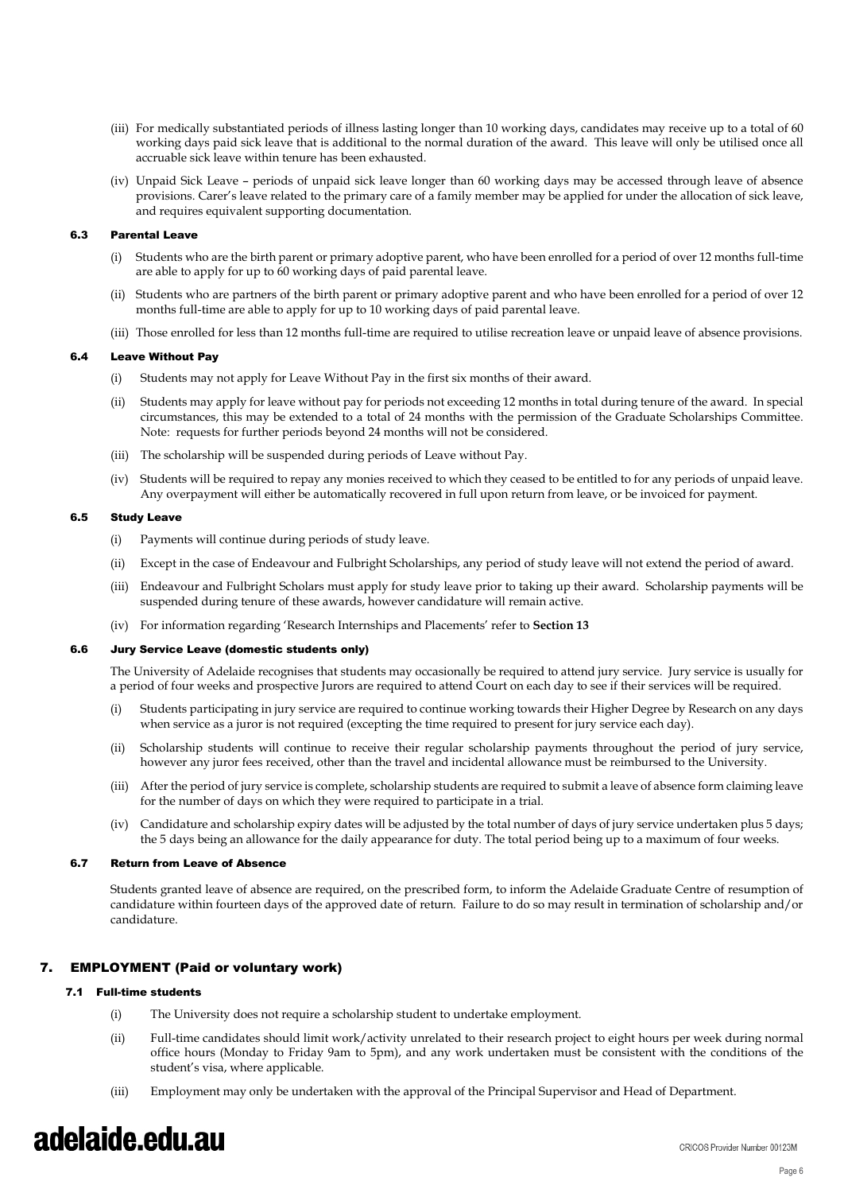(iii) For medically substantiated periods of illness lasting longer than 10 working days, candidates may receive up to a total of 60 working days paid sick leave that is additional to the normal duration of the award. This leave will only be utilised once all accruable sick leave within tenure has been exhausted.

(iv) Unpaid Sick Leave – periods of unpaid sick leave longer than 60 working days may be accessed through leave of absence provisions. Carer's leave related to the primary care of a family member may be applied for under the allocation of sick leave, and requires equivalent supporting documentation.

### 6.3 Parental Leave

(i) Students who are the birth parent or primary adoptive parent, who have been enrolled for a period of over 12 months full-time are able to apply for up to 60 working days of paid parental leave.

(ii) Students who are partners of the birth parent or primary adoptive parent and who have been enrolled for a period of over 12 months full-time are able to apply for up to 10 working days of paid parental leave.

(iii) Those enrolled for less than 12 months full-time are required to utilise recreation leave or unpaid leave of absence provisions.

### 6.4 Leave Without Pay

(i) Students may not apply for Leave Without Pay in the first six months of their award.

(ii) Students may apply for leave without pay for periods not exceeding 12 months in total during tenure of the award. In special circumstances, this may be extended to a total of 24 months with the permission of the Graduate Scholarships Committee. Note: requests for further periods beyond 24 months will not be considered.

(iii) The scholarship will be suspended during periods of Leave without Pay.

(iv) Students will be required to repay any monies received to which they ceased to be entitled to for any periods of unpaid leave. Any overpayment will either be automatically recovered in full upon return from leave, or be invoiced for payment.

### 6.5 Study Leave

(i) Payments will continue during periods of study leave.

(ii) Except in the case of Endeavour and Fulbright Scholarships, any period of study leave will not extend the period of award.

(iii) Endeavour and Fulbright Scholars must apply for study leave prior to taking up their award. Scholarship payments will be suspended during tenure of these awards, however candidature will remain active.

(iv) For information regarding 'Research Internships and Placements' refer to **Section 13**

### 6.6 Jury Service Leave (domestic students only)

The University of Adelaide recognises that students may occasionally be required to attend jury service. Jury service is usually for a period of four weeks and prospective Jurors are required to attend Court on each day to see if their services will be required.

(i) Students participating in jury service are required to continue working towards their Higher Degree by Research on any days when service as a juror is not required (excepting the time required to present for jury service each day).

(ii) Scholarship students will continue to receive their regular scholarship payments throughout the period of jury service, however any juror fees received, other than the travel and incidental allowance must be reimbursed to the University.

(iii) After the period of jury service is complete, scholarship students are required to submit a leave of absence form claiming leave for the number of days on which they were required to participate in a trial.

(iv) Candidature and scholarship expiry dates will be adjusted by the total number of days of jury service undertaken plus 5 days; the 5 days being an allowance for the daily appearance for duty. The total period being up to a maximum of four weeks.

### 6.7 Return from Leave of Absence

Students granted leave of absence are required, on the prescribed form, to inform the Adelaide Graduate Centre of resumption of candidature within fourteen days of the approved date of return. Failure to do so may result in termination of scholarship and/or candidature.

## 7. EMPLOYMENT (Paid or voluntary work)

### 7.1 Full-time students

(i) The University does not require a scholarship student to undertake employment.

(ii) Full-time candidates should limit work/activity unrelated to their research project to eight hours per week during normal office hours (Monday to Friday 9am to 5pm), and any work undertaken must be consistent with the conditions of the student's visa, where applicable.

(iii) Employment may only be undertaken with the approval of the Principal Supervisor and Head of Department.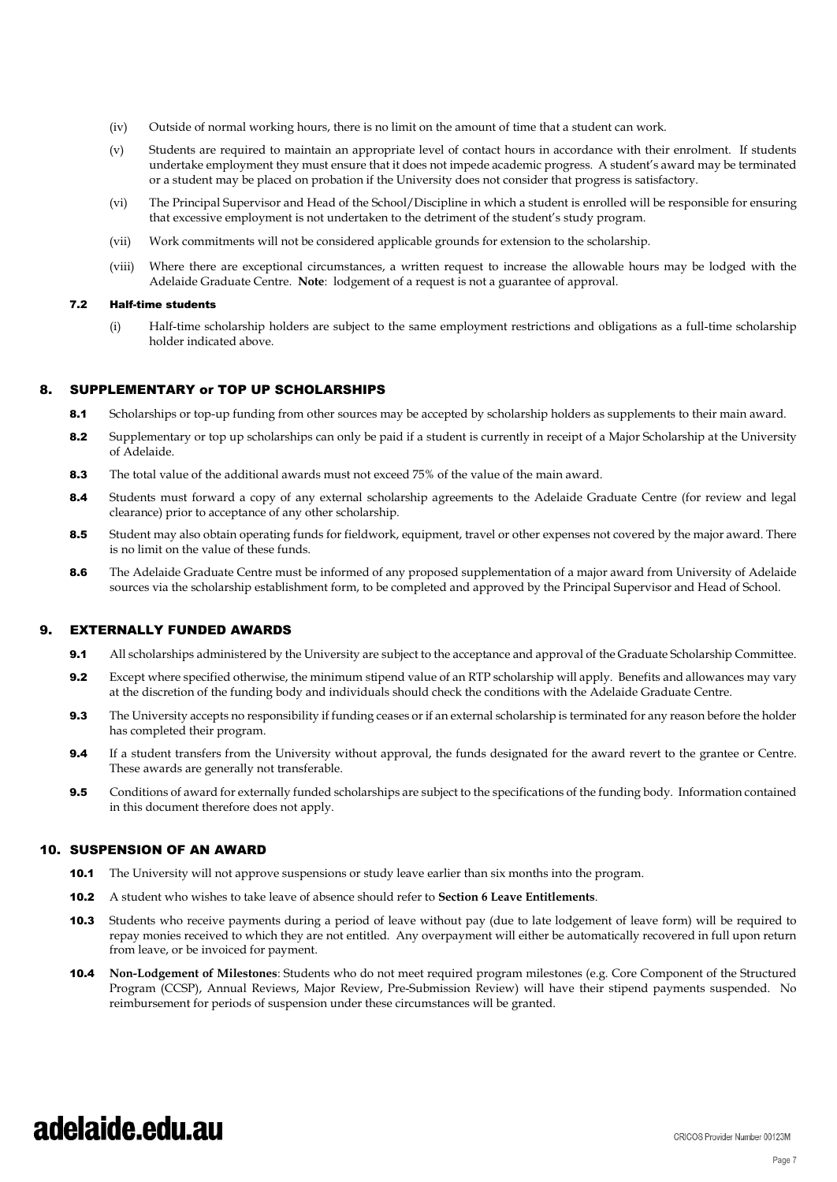(iv) Outside of normal working hours, there is no limit on the amount of time that a student can work.

(v) Students are required to maintain an appropriate level of contact hours in accordance with their enrolment. If students undertake employment they must ensure that it does not impede academic progress. A student's award may be terminated or a student may be placed on probation if the University does not consider that progress is satisfactory.

(vi) The Principal Supervisor and Head of the School/Discipline in which a student is enrolled will be responsible for ensuring that excessive employment is not undertaken to the detriment of the student's study program.

(vii) Work commitments will not be considered applicable grounds for extension to the scholarship.

(viii) Where there are exceptional circumstances, a written request to increase the allowable hours may be lodged with the Adelaide Graduate Centre. **Note**: lodgement of a request is not a guarantee of approval.

### 7.2 Half-time students

(i) Half-time scholarship holders are subject to the same employment restrictions and obligations as a full-time scholarship holder indicated above.

## 8. SUPPLEMENTARY or TOP UP SCHOLARSHIPS

**8.1** Scholarships or top-up funding from other sources may be accepted by scholarship holders as supplements to their main award.

**8.2** Supplementary or top up scholarships can only be paid if a student is currently in receipt of a Major Scholarship at the University of Adelaide.

**8.3** The total value of the additional awards must not exceed 75% of the value of the main award.

**8.4** Students must forward a copy of any external scholarship agreements to the Adelaide Graduate Centre (for review and legal clearance) prior to acceptance of any other scholarship.

**8.5** Student may also obtain operating funds for fieldwork, equipment, travel or other expenses not covered by the major award. There is no limit on the value of these funds.

**8.6** The Adelaide Graduate Centre must be informed of any proposed supplementation of a major award from University of Adelaide sources via the scholarship establishment form, to be completed and approved by the Principal Supervisor and Head of School.

## 9. EXTERNALLY FUNDED AWARDS

**9.1** All scholarships administered by the University are subject to the acceptance and approval of the Graduate Scholarship Committee.

**9.2** Except where specified otherwise, the minimum stipend value of an RTP scholarship will apply. Benefits and allowances may vary at the discretion of the funding body and individuals should check the conditions with the Adelaide Graduate Centre.

**9.3** The University accepts no responsibility if funding ceases or if an external scholarship is terminated for any reason before the holder has completed their program.

**9.4** If a student transfers from the University without approval, the funds designated for the award revert to the grantee or Centre. These awards are generally not transferable.

**9.5** Conditions of award for externally funded scholarships are subject to the specifications of the funding body. Information contained in this document therefore does not apply.

## 10. SUSPENSION OF AN AWARD

**10.1** The University will not approve suspensions or study leave earlier than six months into the program.

**10.2** A student who wishes to take leave of absence should refer to **Section 6 Leave Entitlements**.

**10.3** Students who receive payments during a period of leave without pay (due to late lodgement of leave form) will be required to repay monies received to which they are not entitled. Any overpayment will either be automatically recovered in full upon return from leave, or be invoiced for payment.

**10.4** **Non-Lodgement of Milestones**: Students who do not meet required program milestones (e.g. Core Component of the Structured Program (CCSP), Annual Reviews, Major Review, Pre-Submission Review) will have their stipend payments suspended. No reimbursement for periods of suspension under these circumstances will be granted.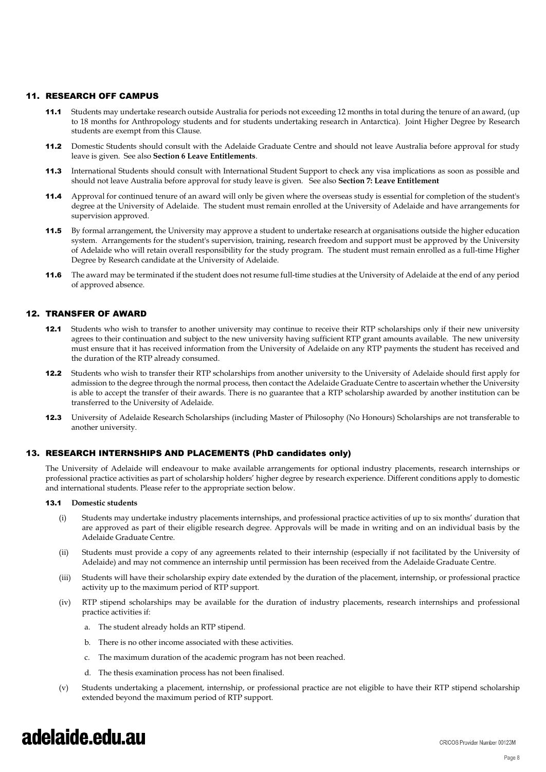## 11. RESEARCH OFF CAMPUS

**11.1** Students may undertake research outside Australia for periods not exceeding 12 months in total during the tenure of an award, (up to 18 months for Anthropology students and for students undertaking research in Antarctica). Joint Higher Degree by Research students are exempt from this Clause.

**11.2** Domestic Students should consult with the Adelaide Graduate Centre and should not leave Australia before approval for study leave is given. See also **Section 6 Leave Entitlements**.

**11.3** International Students should consult with International Student Support to check any visa implications as soon as possible and should not leave Australia before approval for study leave is given. See also **Section 7: Leave Entitlement**

**11.4** Approval for continued tenure of an award will only be given where the overseas study is essential for completion of the student's degree at the University of Adelaide. The student must remain enrolled at the University of Adelaide and have arrangements for supervision approved.

**11.5** By formal arrangement, the University may approve a student to undertake research at organisations outside the higher education system. Arrangements for the student's supervision, training, research freedom and support must be approved by the University of Adelaide who will retain overall responsibility for the study program. The student must remain enrolled as a full-time Higher Degree by Research candidate at the University of Adelaide.

**11.6** The award may be terminated if the student does not resume full-time studies at the University of Adelaide at the end of any period of approved absence.

## 12. TRANSFER OF AWARD

**12.1** Students who wish to transfer to another university may continue to receive their RTP scholarships only if their new university agrees to their continuation and subject to the new university having sufficient RTP grant amounts available. The new university must ensure that it has received information from the University of Adelaide on any RTP payments the student has received and the duration of the RTP already consumed.

**12.2** Students who wish to transfer their RTP scholarships from another university to the University of Adelaide should first apply for admission to the degree through the normal process, then contact the Adelaide Graduate Centre to ascertain whether the University is able to accept the transfer of their awards. There is no guarantee that a RTP scholarship awarded by another institution can be transferred to the University of Adelaide.

**12.3** University of Adelaide Research Scholarships (including Master of Philosophy (No Honours) Scholarships are not transferable to another university.

## 13. RESEARCH INTERNSHIPS AND PLACEMENTS (PhD candidates only)

The University of Adelaide will endeavour to make available arrangements for optional industry placements, research internships or professional practice activities as part of scholarship holders' higher degree by research experience. Different conditions apply to domestic and international students. Please refer to the appropriate section below.

### 13.1 Domestic students

(i) Students may undertake industry placements internships, and professional practice activities of up to six months' duration that are approved as part of their eligible research degree. Approvals will be made in writing and on an individual basis by the Adelaide Graduate Centre.

(ii) Students must provide a copy of any agreements related to their internship (especially if not facilitated by the University of Adelaide) and may not commence an internship until permission has been received from the Adelaide Graduate Centre.

(iii) Students will have their scholarship expiry date extended by the duration of the placement, internship, or professional practice activity up to the maximum period of RTP support.

(iv) RTP stipend scholarships may be available for the duration of industry placements, research internships and professional practice activities if:

a. The student already holds an RTP stipend.

b. There is no other income associated with these activities.

c. The maximum duration of the academic program has not been reached.

d. The thesis examination process has not been finalised.

(v) Students undertaking a placement, internship, or professional practice are not eligible to have their RTP stipend scholarship extended beyond the maximum period of RTP support.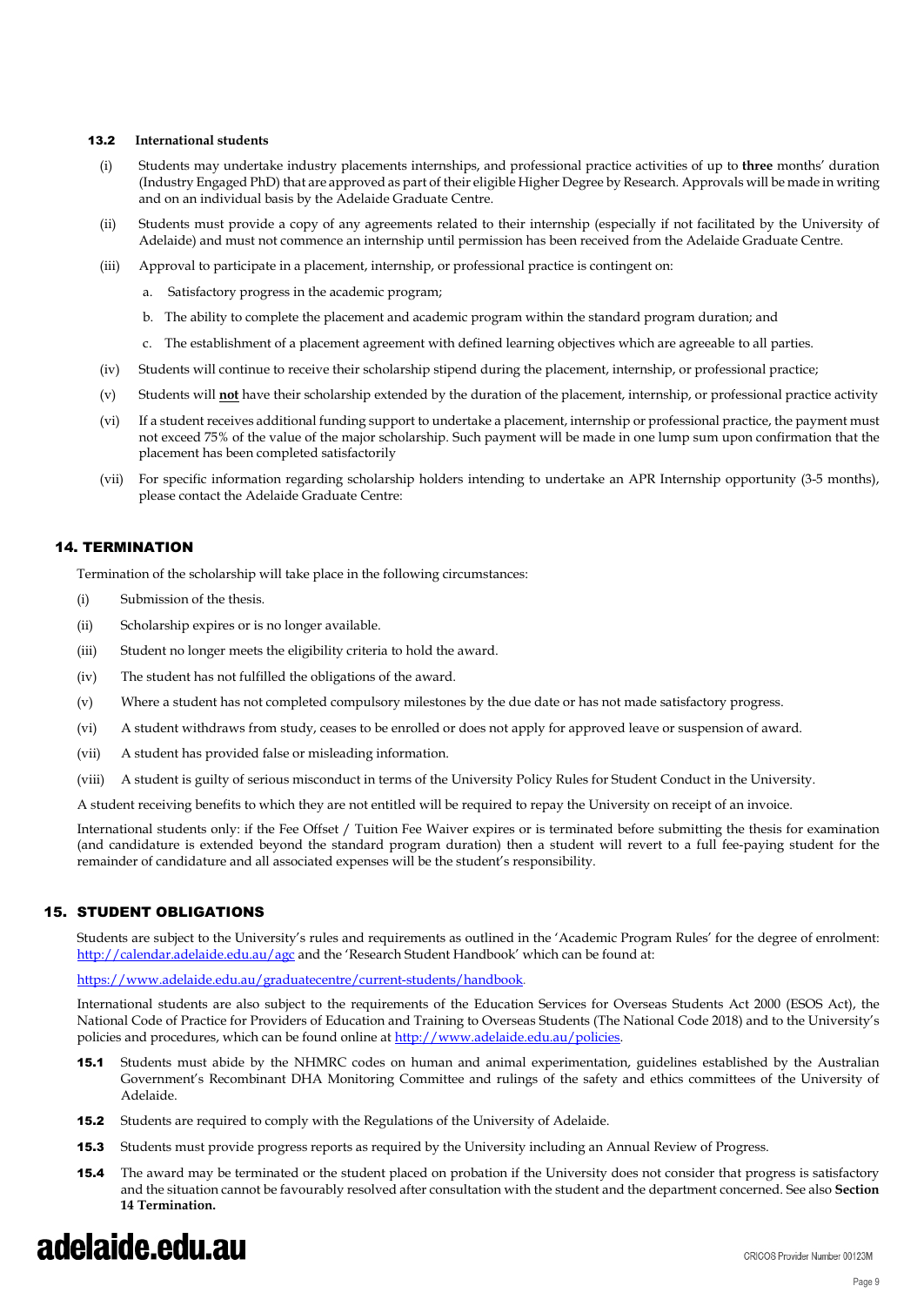### 13.2 International students

(i) Students may undertake industry placements internships, and professional practice activities of up to **three** months' duration (Industry Engaged PhD) that are approved as part of their eligible Higher Degree by Research. Approvals will be made in writing and on an individual basis by the Adelaide Graduate Centre.

(ii) Students must provide a copy of any agreements related to their internship (especially if not facilitated by the University of Adelaide) and must not commence an internship until permission has been received from the Adelaide Graduate Centre.

(iii) Approval to participate in a placement, internship, or professional practice is contingent on:

a. Satisfactory progress in the academic program;

b. The ability to complete the placement and academic program within the standard program duration; and

c. The establishment of a placement agreement with defined learning objectives which are agreeable to all parties.

(iv) Students will continue to receive their scholarship stipend during the placement, internship, or professional practice;

(v) Students will **not** have their scholarship extended by the duration of the placement, internship, or professional practice activity

(vi) If a student receives additional funding support to undertake a placement, internship or professional practice, the payment must not exceed 75% of the value of the major scholarship. Such payment will be made in one lump sum upon confirmation that the placement has been completed satisfactorily

(vii) For specific information regarding scholarship holders intending to undertake an APR Internship opportunity (3-5 months), please contact the Adelaide Graduate Centre:

## 14. TERMINATION

Termination of the scholarship will take place in the following circumstances:

(i) Submission of the thesis.

(ii) Scholarship expires or is no longer available.

(iii) Student no longer meets the eligibility criteria to hold the award.

(iv) The student has not fulfilled the obligations of the award.

(v) Where a student has not completed compulsory milestones by the due date or has not made satisfactory progress.

(vi) A student withdraws from study, ceases to be enrolled or does not apply for approved leave or suspension of award.

(vii) A student has provided false or misleading information.

(viii) A student is guilty of serious misconduct in terms of the University Policy Rules for Student Conduct in the University.

A student receiving benefits to which they are not entitled will be required to repay the University on receipt of an invoice.

International students only: if the Fee Offset / Tuition Fee Waiver expires or is terminated before submitting the thesis for examination (and candidature is extended beyond the standard program duration) then a student will revert to a full fee-paying student for the remainder of candidature and all associated expenses will be the student's responsibility.

## 15. STUDENT OBLIGATIONS

Students are subject to the University's rules and requirements as outlined in the 'Academic Program Rules' for the degree of enrolment: http://calendar.adelaide.edu.au/agc and the 'Research Student Handbook' which can be found at:

https://www.adelaide.edu.au/graduatecentre/current-students/handbook.

International students are also subject to the requirements of the Education Services for Overseas Students Act 2000 (ESOS Act), the National Code of Practice for Providers of Education and Training to Overseas Students (The National Code 2018) and to the University's policies and procedures, which can be found online at http://www.adelaide.edu.au/policies.

**15.1** Students must abide by the NHMRC codes on human and animal experimentation, guidelines established by the Australian Government's Recombinant DHA Monitoring Committee and rulings of the safety and ethics committees of the University of Adelaide.

**15.2** Students are required to comply with the Regulations of the University of Adelaide.

**15.3** Students must provide progress reports as required by the University including an Annual Review of Progress.

**15.4** The award may be terminated or the student placed on probation if the University does not consider that progress is satisfactory and the situation cannot be favourably resolved after consultation with the student and the department concerned. See also **Section 14 Termination.**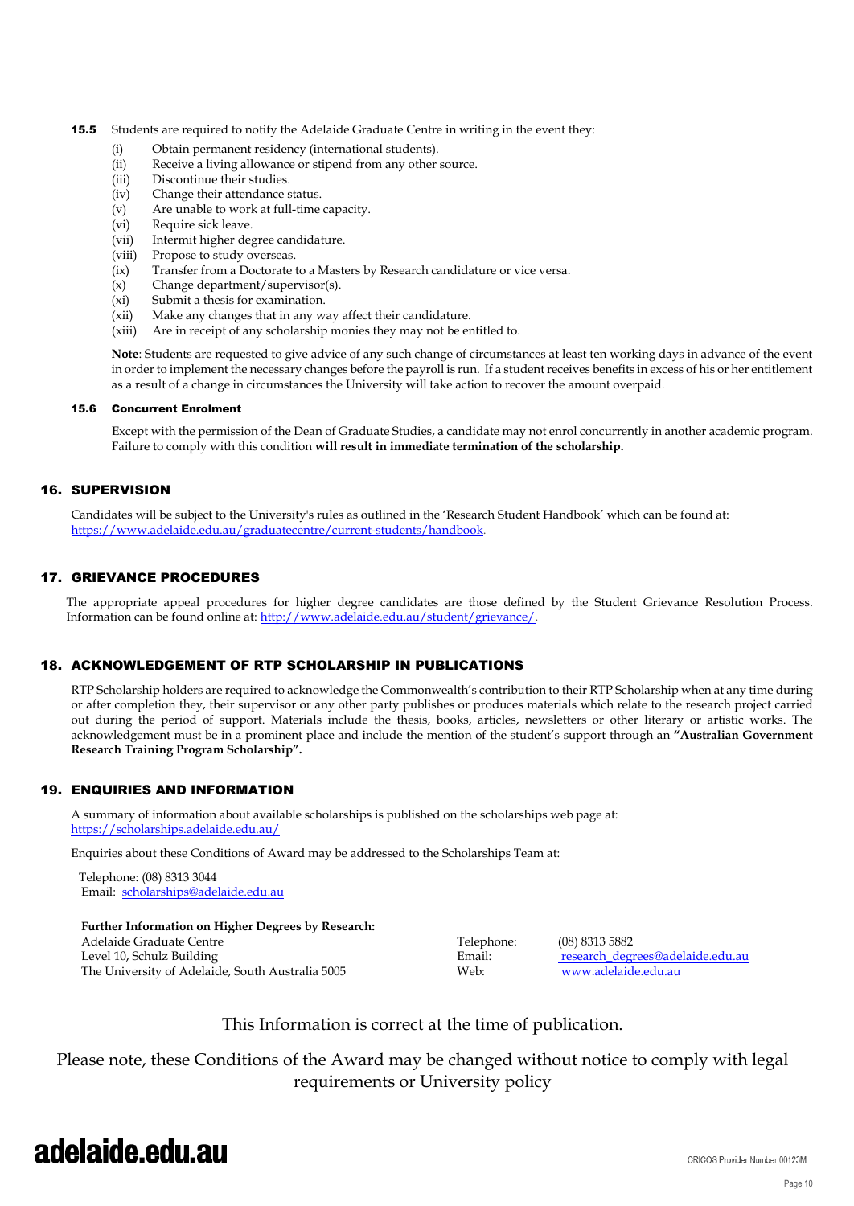**15.5** Students are required to notify the Adelaide Graduate Centre in writing in the event they:

(i) Obtain permanent residency (international students).
(ii) Receive a living allowance or stipend from any other source.
(iii) Discontinue their studies.
(iv) Change their attendance status.
(v) Are unable to work at full-time capacity.
(vi) Require sick leave.
(vii) Intermit higher degree candidature.
(viii) Propose to study overseas.
(ix) Transfer from a Doctorate to a Masters by Research candidature or vice versa.
(x) Change department/supervisor(s).
(xi) Submit a thesis for examination.
(xii) Make any changes that in any way affect their candidature.
(xiii) Are in receipt of any scholarship monies they may not be entitled to.

**Note**: Students are requested to give advice of any such change of circumstances at least ten working days in advance of the event in order to implement the necessary changes before the payroll is run. If a student receives benefits in excess of his or her entitlement as a result of a change in circumstances the University will take action to recover the amount overpaid.

### 15.6 Concurrent Enrolment

Except with the permission of the Dean of Graduate Studies, a candidate may not enrol concurrently in another academic program. Failure to comply with this condition **will result in immediate termination of the scholarship.**

## 16. SUPERVISION

Candidates will be subject to the University's rules as outlined in the 'Research Student Handbook' which can be found at: https://www.adelaide.edu.au/graduatecentre/current-students/handbook.

## 17. GRIEVANCE PROCEDURES

The appropriate appeal procedures for higher degree candidates are those defined by the Student Grievance Resolution Process. Information can be found online at: http://www.adelaide.edu.au/student/grievance/.

## 18. ACKNOWLEDGEMENT OF RTP SCHOLARSHIP IN PUBLICATIONS

RTP Scholarship holders are required to acknowledge the Commonwealth's contribution to their RTP Scholarship when at any time during or after completion they, their supervisor or any other party publishes or produces materials which relate to the research project carried out during the period of support. Materials include the thesis, books, articles, newsletters or other literary or artistic works. The acknowledgement must be in a prominent place and include the mention of the student's support through an **"Australian Government Research Training Program Scholarship".**

## 19. ENQUIRIES AND INFORMATION

A summary of information about available scholarships is published on the scholarships web page at: https://scholarships.adelaide.edu.au/

Enquiries about these Conditions of Award may be addressed to the Scholarships Team at:

Telephone: (08) 8313 3044
Email: scholarships@adelaide.edu.au

**Further Information on Higher Degrees by Research:**

Adelaide Graduate Centre
Level 10, Schulz Building
The University of Adelaide, South Australia 5005

Telephone: (08) 8313 5882
Email: research_degrees@adelaide.edu.au
Web: www.adelaide.edu.au

This Information is correct at the time of publication.

Please note, these Conditions of the Award may be changed without notice to comply with legal requirements or University policy

**adelaide.edu.au**

CRICOS Provider Number 00123M